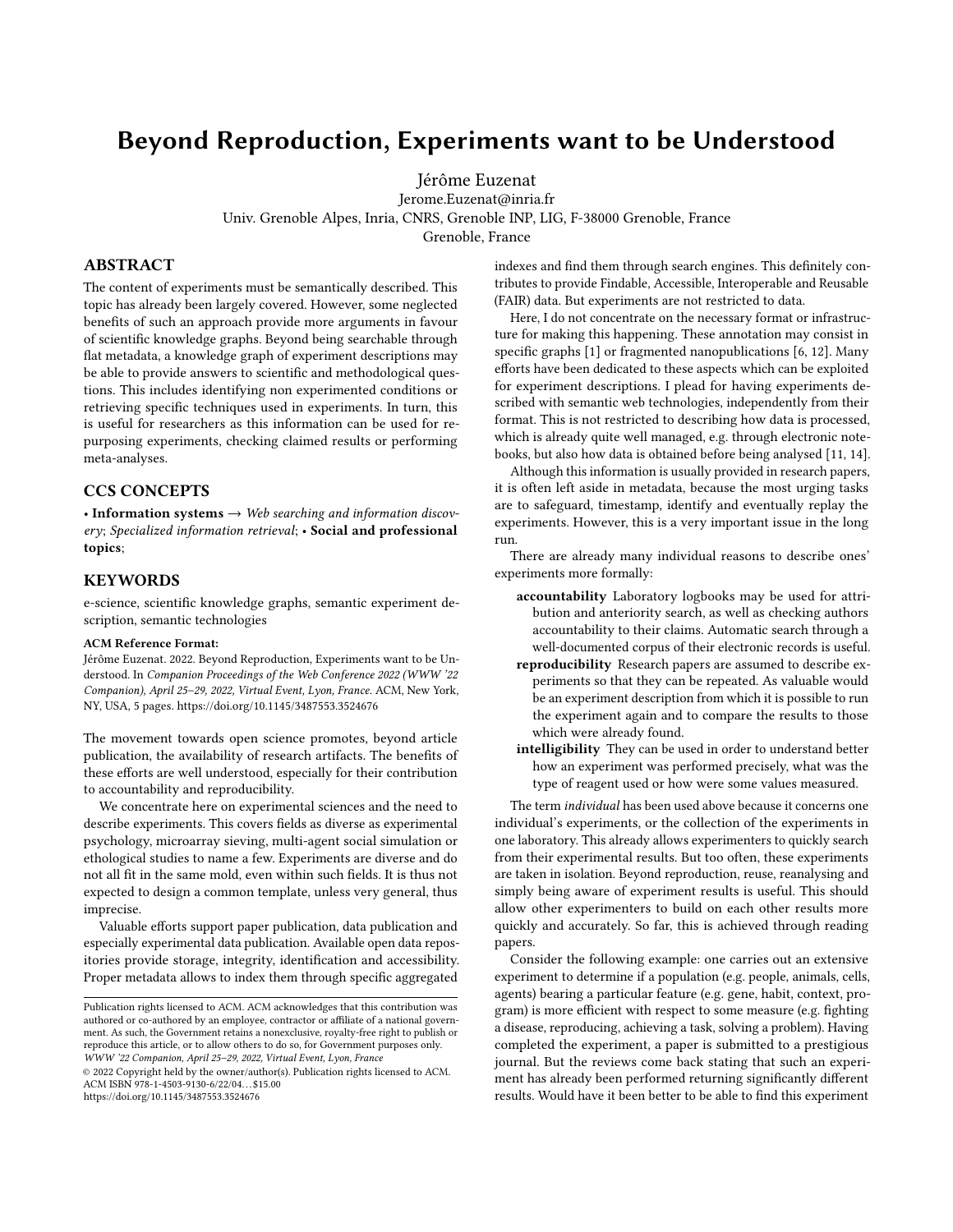# Beyond Reproduction, Experiments want to be Understood

Jérôme Euzenat

Jerome.Euzenat@inria.fr

Univ. Grenoble Alpes, Inria, CNRS, Grenoble INP, LIG, F-38000 Grenoble, France

Grenoble, France

## ABSTRACT

The content of experiments must be semantically described. This topic has already been largely covered. However, some neglected benefits of such an approach provide more arguments in favour of scientific knowledge graphs. Beyond being searchable through flat metadata, a knowledge graph of experiment descriptions may be able to provide answers to scientific and methodological questions. This includes identifying non experimented conditions or retrieving specific techniques used in experiments. In turn, this is useful for researchers as this information can be used for repurposing experiments, checking claimed results or performing meta-analyses.

## CCS CONCEPTS

• **Information systems** → *Web searching and information discovery*; *Specialized information retrieval*; • **Social and professional topics**;

## KEYWORDS

e-science, scientific knowledge graphs, semantic experiment description, semantic technologies

**ACM Reference Format:**

Jérôme Euzenat. 2022. Beyond Reproduction, Experiments want to be Understood. In *Companion Proceedings of the Web Conference 2022 (WWW '22 Companion), April 25–29, 2022, Virtual Event, Lyon, France.* ACM, New York, NY, USA, 5 pages. https://doi.org/10.1145/3487553.3524676

The movement towards open science promotes, beyond article publication, the availability of research artifacts. The benefits of these efforts are well understood, especially for their contribution to accountability and reproducibility.

We concentrate here on experimental sciences and the need to describe experiments. This covers fields as diverse as experimental psychology, microarray sieving, multi-agent social simulation or ethological studies to name a few. Experiments are diverse and do not all fit in the same mold, even within such fields. It is thus not expected to design a common template, unless very general, thus imprecise.

Valuable efforts support paper publication, data publication and especially experimental data publication. Available open data repositories provide storage, integrity, identification and accessibility. Proper metadata allows to index them through specific aggregated indexes and find them through search engines. This definitely contributes to provide Findable, Accessible, Interoperable and Reusable (FAIR) data. But experiments are not restricted to data.

Here, I do not concentrate on the necessary format or infrastructure for making this happening. These annotation may consist in specific graphs [1] or fragmented nanopublications [6, 12]. Many efforts have been dedicated to these aspects which can be exploited for experiment descriptions. I plead for having experiments described with semantic web technologies, independently from their format. This is not restricted to describing how data is processed, which is already quite well managed, e.g. through electronic notebooks, but also how data is obtained before being analysed [11, 14].

Although this information is usually provided in research papers, it is often left aside in metadata, because the most urging tasks are to safeguard, timestamp, identify and eventually replay the experiments. However, this is a very important issue in the long run.

There are already many individual reasons to describe ones' experiments more formally:

- **accountability** Laboratory logbooks may be used for attribution and anteriority search, as well as checking authors accountability to their claims. Automatic search through a well-documented corpus of their electronic records is useful.
- **reproducibility** Research papers are assumed to describe experiments so that they can be repeated. As valuable would be an experiment description from which it is possible to run the experiment again and to compare the results to those which were already found.
- **intelligibility** They can be used in order to understand better how an experiment was performed precisely, what was the type of reagent used or how were some values measured.

The term *individual* has been used above because it concerns one individual's experiments, or the collection of the experiments in one laboratory. This already allows experimenters to quickly search from their experimental results. But too often, these experiments are taken in isolation. Beyond reproduction, reuse, reanalysing and simply being aware of experiment results is useful. This should allow other experimenters to build on each other results more quickly and accurately. So far, this is achieved through reading papers.

Consider the following example: one carries out an extensive experiment to determine if a population (e.g. people, animals, cells, agents) bearing a particular feature (e.g. gene, habit, context, program) is more efficient with respect to some measure (e.g. fighting a disease, reproducing, achieving a task, solving a problem). Having completed the experiment, a paper is submitted to a prestigious journal. But the reviews come back stating that such an experiment has already been performed returning significantly different results. Would have it been better to be able to find this experiment

---

Publication rights licensed to ACM. ACM acknowledges that this contribution was authored or co-authored by an employee, contractor or affiliate of a national government. As such, the Government retains a nonexclusive, royalty-free right to publish or reproduce this article, or to allow others to do so, for Government purposes only.
*WWW '22 Companion, April 25–29, 2022, Virtual Event, Lyon, France*
© 2022 Copyright held by the owner/author(s). Publication rights licensed to ACM.
ACM ISBN 978-1-4503-9130-6/22/04...$15.00
https://doi.org/10.1145/3487553.3524676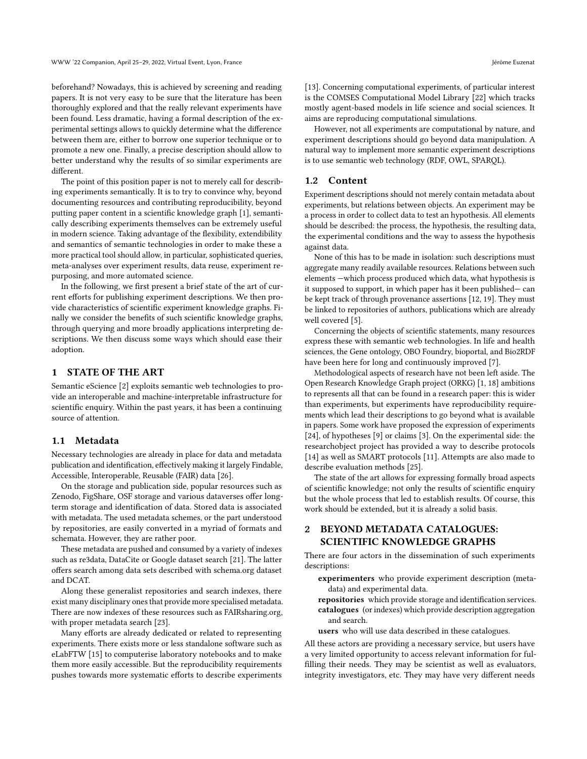beforehand? Nowadays, this is achieved by screening and reading papers. It is not very easy to be sure that the literature has been thoroughly explored and that the really relevant experiments have been found. Less dramatic, having a formal description of the experimental settings allows to quickly determine what the difference between them are, either to borrow one superior technique or to promote a new one. Finally, a precise description should allow to better understand why the results of so similar experiments are different.

The point of this position paper is not to merely call for describing experiments semantically. It is to try to convince why, beyond documenting resources and contributing reproducibility, beyond putting paper content in a scientific knowledge graph [1], semantically describing experiments themselves can be extremely useful in modern science. Taking advantage of the flexibility, extendibility and semantics of semantic technologies in order to make these a more practical tool should allow, in particular, sophisticated queries, meta-analyses over experiment results, data reuse, experiment repurposing, and more automated science.

In the following, we first present a brief state of the art of current efforts for publishing experiment descriptions. We then provide characteristics of scientific experiment knowledge graphs. Finally we consider the benefits of such scientific knowledge graphs, through querying and more broadly applications interpreting descriptions. We then discuss some ways which should ease their adoption.

# 1 STATE OF THE ART

Semantic eScience [2] exploits semantic web technologies to provide an interoperable and machine-interpretable infrastructure for scientific enquiry. Within the past years, it has been a continuing source of attention.

## 1.1 Metadata

Necessary technologies are already in place for data and metadata publication and identification, effectively making it largely Findable, Accessible, Interoperable, Reusable (FAIR) data [26].

On the storage and publication side, popular resources such as Zenodo, FigShare, OSF storage and various dataverses offer long-term storage and identification of data. Stored data is associated with metadata. The used metadata schemes, or the part understood by repositories, are easily converted in a myriad of formats and schemata. However, they are rather poor.

These metadata are pushed and consumed by a variety of indexes such as re3data, DataCite or Google dataset search [21]. The latter offers search among data sets described with schema.org dataset and DCAT.

Along these generalist repositories and search indexes, there exist many disciplinary ones that provide more specialised metadata. There are now indexes of these resources such as FAIRsharing.org, with proper metadata search [23].

Many efforts are already dedicated or related to representing experiments. There exists more or less standalone software such as eLabFTW [15] to computerise laboratory notebooks and to make them more easily accessible. But the reproducibility requirements pushes towards more systematic efforts to describe experiments [13]. Concerning computational experiments, of particular interest is the COMSES Computational Model Library [22] which tracks mostly agent-based models in life science and social sciences. It aims are reproducing computational simulations.

However, not all experiments are computational by nature, and experiment descriptions should go beyond data manipulation. A natural way to implement more semantic experiment descriptions is to use semantic web technology (RDF, OWL, SPARQL).

## 1.2 Content

Experiment descriptions should not merely contain metadata about experiments, but relations between objects. An experiment may be a process in order to collect data to test an hypothesis. All elements should be described: the process, the hypothesis, the resulting data, the experimental conditions and the way to assess the hypothesis against data.

None of this has to be made in isolation: such descriptions must aggregate many readily available resources. Relations between such elements —which process produced which data, what hypothesis is it supposed to support, in which paper has it been published— can be kept track of through provenance assertions [12, 19]. They must be linked to repositories of authors, publications which are already well covered [5].

Concerning the objects of scientific statements, many resources express these with semantic web technologies. In life and health sciences, the Gene ontology, OBO Foundry, bioportal, and Bio2RDF have been here for long and continuously improved [7].

Methodological aspects of research have not been left aside. The Open Research Knowledge Graph project (ORKG) [1, 18] ambitions to represents all that can be found in a research paper: this is wider than experiments, but experiments have reproducibility requirements which lead their descriptions to go beyond what is available in papers. Some work have proposed the expression of experiments [24], of hypotheses [9] or claims [3]. On the experimental side: the researchobject project has provided a way to describe protocols [14] as well as SMART protocols [11]. Attempts are also made to describe evaluation methods [25].

The state of the art allows for expressing formally broad aspects of scientific knowledge; not only the results of scientific enquiry but the whole process that led to establish results. Of course, this work should be extended, but it is already a solid basis.

# 2 BEYOND METADATA CATALOGUES: SCIENTIFIC KNOWLEDGE GRAPHS

There are four actors in the dissemination of such experiments descriptions:

- **experimenters** who provide experiment description (metadata) and experimental data.
- **repositories** which provide storage and identification services.
- **catalogues** (or indexes) which provide description aggregation and search.
- **users** who will use data described in these catalogues.

All these actors are providing a necessary service, but users have a very limited opportunity to access relevant information for fulfilling their needs. They may be scientist as well as evaluators, integrity investigators, etc. They may have very different needs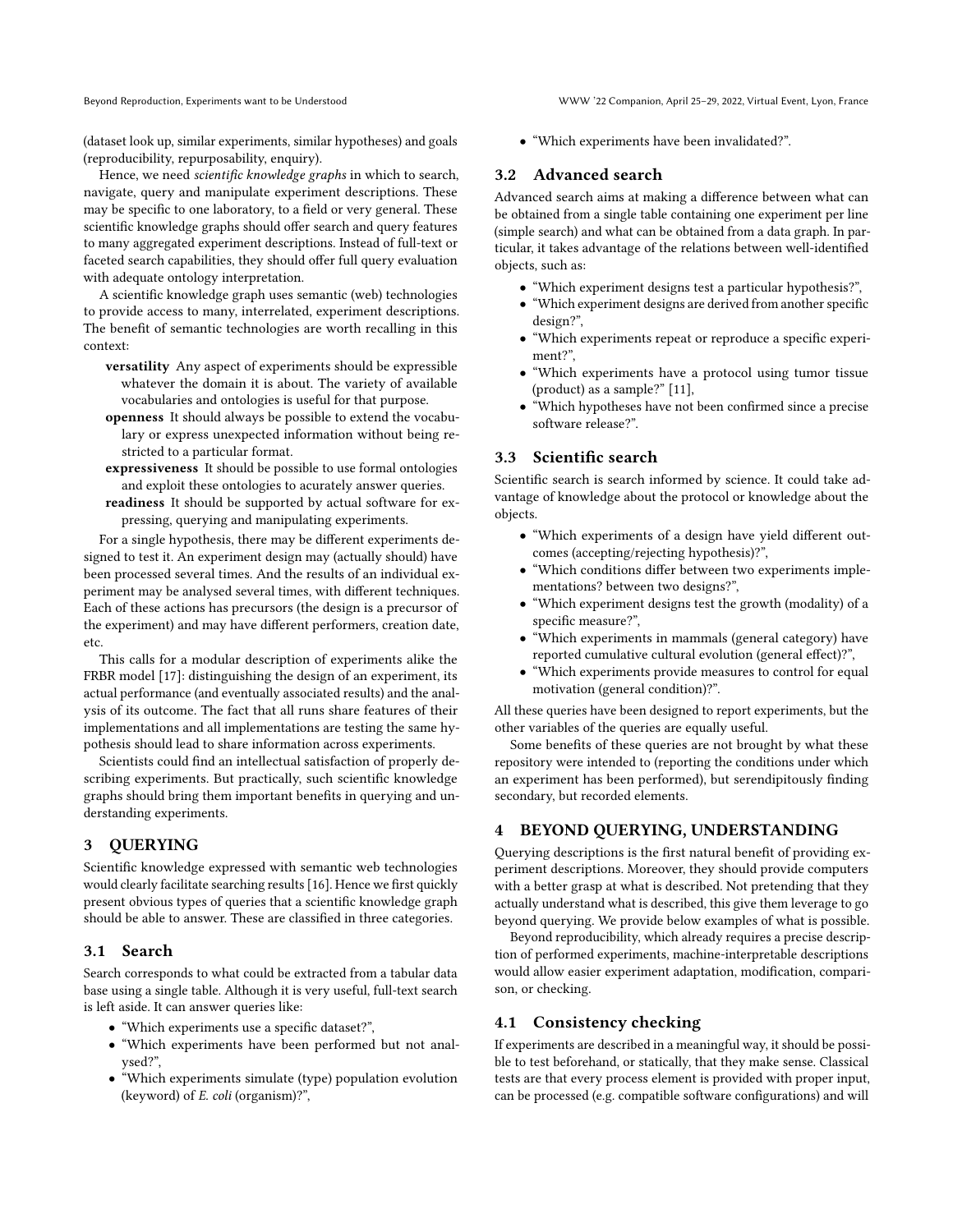(dataset look up, similar experiments, similar hypotheses) and goals (reproducibility, repurposability, enquiry).

Hence, we need *scientific knowledge graphs* in which to search, navigate, query and manipulate experiment descriptions. These may be specific to one laboratory, to a field or very general. These scientific knowledge graphs should offer search and query features to many aggregated experiment descriptions. Instead of full-text or faceted search capabilities, they should offer full query evaluation with adequate ontology interpretation.

A scientific knowledge graph uses semantic (web) technologies to provide access to many, interrelated, experiment descriptions. The benefit of semantic technologies are worth recalling in this context:

**versatility** Any aspect of experiments should be expressible whatever the domain it is about. The variety of available vocabularies and ontologies is useful for that purpose.

**openness** It should always be possible to extend the vocabulary or express unexpected information without being restricted to a particular format.

**expressiveness** It should be possible to use formal ontologies and exploit these ontologies to acurately answer queries.

**readiness** It should be supported by actual software for expressing, querying and manipulating experiments.

For a single hypothesis, there may be different experiments designed to test it. An experiment design may (actually should) have been processed several times. And the results of an individual experiment may be analysed several times, with different techniques. Each of these actions has precursors (the design is a precursor of the experiment) and may have different performers, creation date, etc.

This calls for a modular description of experiments alike the FRBR model [17]: distinguishing the design of an experiment, its actual performance (and eventually associated results) and the analysis of its outcome. The fact that all runs share features of their implementations and all implementations are testing the same hypothesis should lead to share information across experiments.

Scientists could find an intellectual satisfaction of properly describing experiments. But practically, such scientific knowledge graphs should bring them important benefits in querying and understanding experiments.

## 3 QUERYING

Scientific knowledge expressed with semantic web technologies would clearly facilitate searching results [16]. Hence we first quickly present obvious types of queries that a scientific knowledge graph should be able to answer. These are classified in three categories.

### 3.1 Search

Search corresponds to what could be extracted from a tabular data base using a single table. Although it is very useful, full-text search is left aside. It can answer queries like:

- "Which experiments use a specific dataset?",
- "Which experiments have been performed but not analysed?",
- "Which experiments simulate (type) population evolution (keyword) of *E. coli* (organism)?",
- "Which experiments have been invalidated?".

### 3.2 Advanced search

Advanced search aims at making a difference between what can be obtained from a single table containing one experiment per line (simple search) and what can be obtained from a data graph. In particular, it takes advantage of the relations between well-identified objects, such as:

- "Which experiment designs test a particular hypothesis?",
- "Which experiment designs are derived from another specific design?",
- "Which experiments repeat or reproduce a specific experiment?",
- "Which experiments have a protocol using tumor tissue (product) as a sample?" [11],
- "Which hypotheses have not been confirmed since a precise software release?".

### 3.3 Scientific search

Scientific search is search informed by science. It could take advantage of knowledge about the protocol or knowledge about the objects.

- "Which experiments of a design have yield different outcomes (accepting/rejecting hypothesis)?",
- "Which conditions differ between two experiments implementations? between two designs?",
- "Which experiment designs test the growth (modality) of a specific measure?",
- "Which experiments in mammals (general category) have reported cumulative cultural evolution (general effect)?",
- "Which experiments provide measures to control for equal motivation (general condition)?".

All these queries have been designed to report experiments, but the other variables of the queries are equally useful.

Some benefits of these queries are not brought by what these repository were intended to (reporting the conditions under which an experiment has been performed), but serendipitously finding secondary, but recorded elements.

## 4 BEYOND QUERYING, UNDERSTANDING

Querying descriptions is the first natural benefit of providing experiment descriptions. Moreover, they should provide computers with a better grasp at what is described. Not pretending that they actually understand what is described, this give them leverage to go beyond querying. We provide below examples of what is possible.

Beyond reproducibility, which already requires a precise description of performed experiments, machine-interpretable descriptions would allow easier experiment adaptation, modification, comparison, or checking.

### 4.1 Consistency checking

If experiments are described in a meaningful way, it should be possible to test beforehand, or statically, that they make sense. Classical tests are that every process element is provided with proper input, can be processed (e.g. compatible software configurations) and will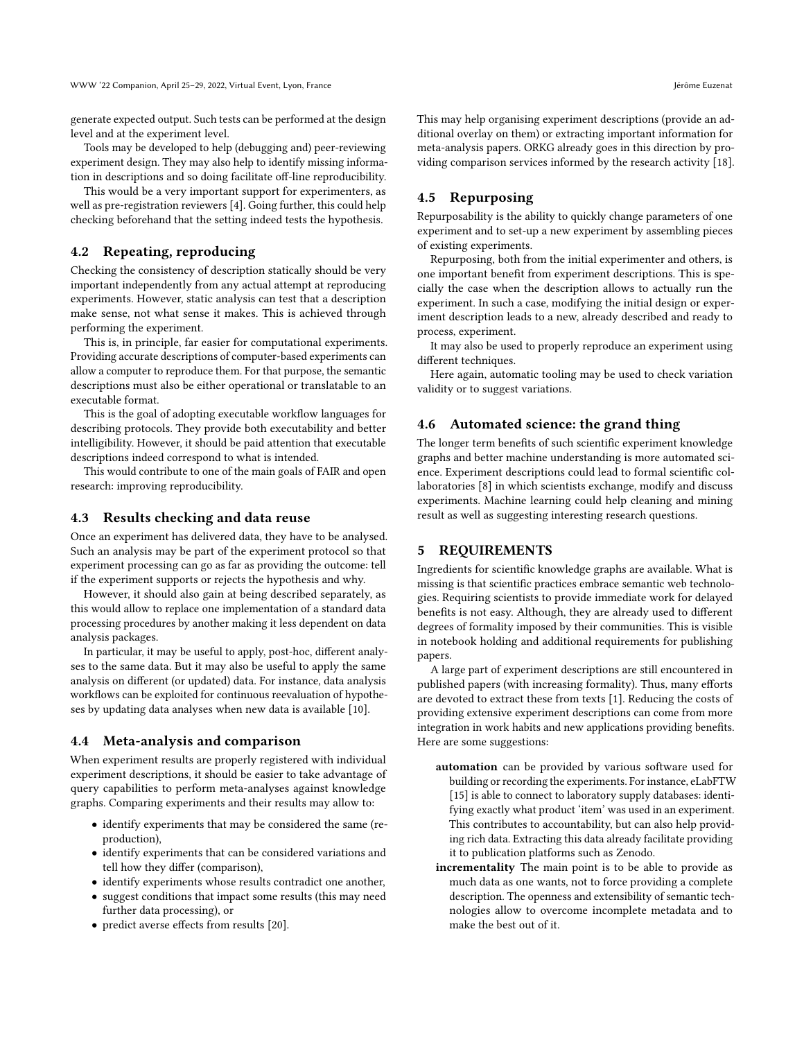generate expected output. Such tests can be performed at the design level and at the experiment level.

Tools may be developed to help (debugging and) peer-reviewing experiment design. They may also help to identify missing information in descriptions and so doing facilitate off-line reproducibility.

This would be a very important support for experimenters, as well as pre-registration reviewers [4]. Going further, this could help checking beforehand that the setting indeed tests the hypothesis.

## 4.2 Repeating, reproducing

Checking the consistency of description statically should be very important independently from any actual attempt at reproducing experiments. However, static analysis can test that a description make sense, not what sense it makes. This is achieved through performing the experiment.

This is, in principle, far easier for computational experiments. Providing accurate descriptions of computer-based experiments can allow a computer to reproduce them. For that purpose, the semantic descriptions must also be either operational or translatable to an executable format.

This is the goal of adopting executable workflow languages for describing protocols. They provide both executability and better intelligibility. However, it should be paid attention that executable descriptions indeed correspond to what is intended.

This would contribute to one of the main goals of FAIR and open research: improving reproducibility.

## 4.3 Results checking and data reuse

Once an experiment has delivered data, they have to be analysed. Such an analysis may be part of the experiment protocol so that experiment processing can go as far as providing the outcome: tell if the experiment supports or rejects the hypothesis and why.

However, it should also gain at being described separately, as this would allow to replace one implementation of a standard data processing procedures by another making it less dependent on data analysis packages.

In particular, it may be useful to apply, post-hoc, different analyses to the same data. But it may also be useful to apply the same analysis on different (or updated) data. For instance, data analysis workflows can be exploited for continuous reevaluation of hypotheses by updating data analyses when new data is available [10].

## 4.4 Meta-analysis and comparison

When experiment results are properly registered with individual experiment descriptions, it should be easier to take advantage of query capabilities to perform meta-analyses against knowledge graphs. Comparing experiments and their results may allow to:

- identify experiments that may be considered the same (reproduction),
- identify experiments that can be considered variations and tell how they differ (comparison),
- identify experiments whose results contradict one another,
- suggest conditions that impact some results (this may need further data processing), or
- predict averse effects from results [20].

This may help organising experiment descriptions (provide an additional overlay on them) or extracting important information for meta-analysis papers. ORKG already goes in this direction by providing comparison services informed by the research activity [18].

## 4.5 Repurposing

Repurposability is the ability to quickly change parameters of one experiment and to set-up a new experiment by assembling pieces of existing experiments.

Repurposing, both from the initial experimenter and others, is one important benefit from experiment descriptions. This is specially the case when the description allows to actually run the experiment. In such a case, modifying the initial design or experiment description leads to a new, already described and ready to process, experiment.

It may also be used to properly reproduce an experiment using different techniques.

Here again, automatic tooling may be used to check variation validity or to suggest variations.

## 4.6 Automated science: the grand thing

The longer term benefits of such scientific experiment knowledge graphs and better machine understanding is more automated science. Experiment descriptions could lead to formal scientific collaboratories [8] in which scientists exchange, modify and discuss experiments. Machine learning could help cleaning and mining result as well as suggesting interesting research questions.

# 5 REQUIREMENTS

Ingredients for scientific knowledge graphs are available. What is missing is that scientific practices embrace semantic web technologies. Requiring scientists to provide immediate work for delayed benefits is not easy. Although, they are already used to different degrees of formality imposed by their communities. This is visible in notebook holding and additional requirements for publishing papers.

A large part of experiment descriptions are still encountered in published papers (with increasing formality). Thus, many efforts are devoted to extract these from texts [1]. Reducing the costs of providing extensive experiment descriptions can come from more integration in work habits and new applications providing benefits. Here are some suggestions:

**automation** can be provided by various software used for building or recording the experiments. For instance, eLabFTW [15] is able to connect to laboratory supply databases: identifying exactly what product 'item' was used in an experiment. This contributes to accountability, but can also help providing rich data. Extracting this data already facilitate providing it to publication platforms such as Zenodo.

**incrementality** The main point is to be able to provide as much data as one wants, not to force providing a complete description. The openness and extensibility of semantic technologies allow to overcome incomplete metadata and to make the best out of it.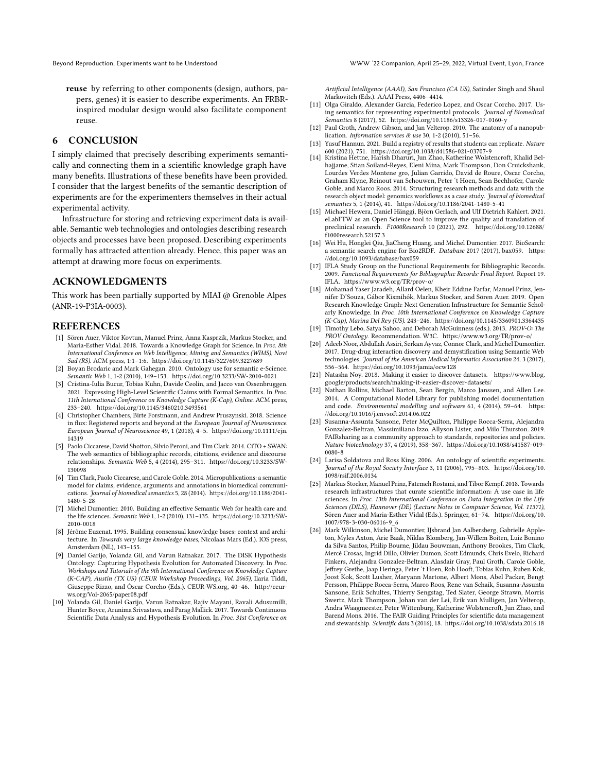**reuse** by referring to other components (design, authors, papers, genes) it is easier to describe experiments. An FRBR-inspired modular design would also facilitate component reuse.

## 6 CONCLUSION

I simply claimed that precisely describing experiments semantically and connecting them in a scientific knowledge graph have many benefits. Illustrations of these benefits have been provided. I consider that the largest benefits of the semantic description of experiments are for the experimenters themselves in their actual experimental activity.

Infrastructure for storing and retrieving experiment data is available. Semantic web technologies and ontologies describing research objects and processes have been proposed. Describing experiments formally has attracted attention already. Hence, this paper was an attempt at drawing more focus on experiments.

## ACKNOWLEDGMENTS

This work has been partially supported by MIAI @ Grenoble Alpes (ANR-19-P3IA-0003).

## REFERENCES

[1] Sören Auer, Viktor Kovtun, Manuel Prinz, Anna Kasprzik, Markus Stocker, and Maria-Esther Vidal. 2018. Towards a Knowledge Graph for Science. In *Proc. 8th International Conference on Web Intelligence, Mining and Semantics (WIMS), Novi Sad (RS)*. ACM press, 1:1–1:6. https://doi.org/10.1145/3227609.3227689

[2] Boyan Brodaric and Mark Gahegan. 2010. Ontology use for semantic e-Science. *Semantic Web* 1, 1-2 (2010), 149–153. https://doi.org/10.3233/SW-2010-0021

[3] Cristina-Iulia Bucur, Tobias Kuhn, Davide Ceolin, and Jacco van Ossenbruggen. 2021. Expressing High-Level Scientific Claims with Formal Semantics. In *Proc. 11th International Conference on Knowledge Capture (K-Cap), Online*. ACM press, 233–240. https://doi.org/10.1145/3460210.3493561

[4] Christopher Chambers, Birte Forstmann, and Andrew Pruszynski. 2018. Science in flux: Registered reports and beyond at the *European Journal of Neuroscience*. *European Journal of Neuroscience* 49, 1 (2018), 4–5. https://doi.org/10.1111/ejn.14319

[5] Paolo Ciccarese, David Shotton, Silvio Peroni, and Tim Clark. 2014. CiTO + SWAN: The web semantics of bibliographic records, citations, evidence and discourse relationships. *Semantic Web* 5, 4 (2014), 295–311. https://doi.org/10.3233/SW-130098

[6] Tim Clark, Paolo Ciccarese, and Carole Goble. 2014. Micropublications: a semantic model for claims, evidence, arguments and annotations in biomedical communications. *Journal of biomedical semantics* 5, 28 (2014). https://doi.org/10.1186/2041-1480-5-28

[7] Michel Dumontier. 2010. Building an effective Semantic Web for health care and the life sciences. *Semantic Web* 1, 1-2 (2010), 131–135. https://doi.org/10.3233/SW-2010-0018

[8] Jérôme Euzenat. 1995. Building consensual knowledge bases: context and architecture. In *Towards very large knowledge bases*, Nicolaas Mars (Ed.). IOS press, Amsterdam (NL), 143–155.

[9] Daniel Garijo, Yolanda Gil, and Varun Ratnakar. 2017. The DISK Hypothesis Ontology: Capturing Hypothesis Evolution for Automated Discovery. In *Proc. Workshops and Tutorials of the 9th International Conference on Knowledge Capture (K-CAP), Austin (TX US) (CEUR Workshop Proceedings, Vol. 2065)*, Ilaria Tiddi, Giuseppe Rizzo, and Óscar Corcho (Eds.). CEUR-WS.org, 40–46. http://ceur-ws.org/Vol-2065/paper08.pdf

[10] Yolanda Gil, Daniel Garijo, Varun Ratnakar, Rajiv Mayani, Ravali Adusumilli, Hunter Boyce, Arunima Srivastava, and Parag Mallick. 2017. Towards Continuous Scientific Data Analysis and Hypothesis Evolution. In *Proc. 31st Conference on Artificial Intelligence (AAAI), San Francisco (CA US)*, Satinder Singh and Shaul Markovitch (Eds.). AAAI Press, 4406–4414.

[11] Olga Giraldo, Alexander Garcia, Federico Lopez, and Oscar Corcho. 2017. Using semantics for representing experimental protocols. *Journal of Biomedical Semantics* 8 (2017), 52. https://doi.org/10.1186/s13326-017-0160-y

[12] Paul Groth, Andrew Gibson, and Jan Velterop. 2010. The anatomy of a nanopublication. *Information services & use* 30, 1-2 (2010), 51–56.

[13] Yusuf Hannun. 2021. Build a registry of results that students can replicate. *Nature* 600 (2021), 751. https://doi.org/10.1038/d41586-021-03707-9

[14] Kristina Hettne, Harish Dharuri, Jun Zhao, Katherine Wolstencroft, Khalid Belhajjame, Stian Soiland-Reyes, Eleni Mina, Mark Thompson, Don Cruickshank, Lourdes Verdes Montene gro, Julian Garrido, David de Roure, Oscar Corcho, Graham Klyne, Reinout van Schouwen, Peter 't Hoen, Sean Bechhofer, Carole Goble, and Marco Roos. 2014. Structuring research methods and data with the research object model: genomics workflows as a case study. *Journal of biomedical semantics* 5, 1 (2014), 41. https://doi.org/10.1186/2041-1480-5-41

[15] Michael Hewera, Daniel Hänggi, Björn Gerlach, and Ulf Dietrich Kahlert. 2021. eLabFTW as an Open Science tool to improve the quality and translation of preclinical research. *F1000Research* 10 (2021), 292. https://doi.org/10.12688/f1000research.52157.3

[16] Wei Hu, Honglei Qiu, JiaCheng Huang, and Michel Dumontier. 2017. BioSearch: a semantic search engine for Bio2RDF. *Database* 2017 (2017), bax059. https://doi.org/10.1093/database/bax059

[17] IFLA Study Group on the Functional Requirements for Bibliographic Records. 2009. *Functional Requirements for Bibliographic Records: Final Report*. Report 19. IFLA. https://www.w3.org/TR/prov-o/

[18] Mohamad Yaser Jaradeh, Allard Oelen, Kheir Eddine Farfar, Manuel Prinz, Jennifer D'Souza, Gábor Kismihók, Markus Stocker, and Sören Auer. 2019. Open Research Knowledge Graph: Next Generation Infrastructure for Semantic Scholarly Knowledge. In *Proc. 10th International Conference on Knowledge Capture (K-Cap), Marina Del Rey (US)*. 243–246. https://doi.org/10.1145/3360901.3364435

[19] Timothy Lebo, Satya Sahoo, and Deborah McGuinness (eds.). 2013. *PROV-O: The PROV Ontology*. Recommendation. W3C. https://www.w3.org/TR/prov-o/

[20] Adeeb Noor, Abdullah Assiri, Serkan Ayvaz, Connor Clark, and Michel Dumontier. 2017. Drug-drug interaction discovery and demystification using Semantic Web technologies. *Journal of the American Medical Informatics Association* 24, 3 (2017), 556–564. https://doi.org/10.1093/jamia/ocw128

[21] Natasha Noy. 2018. Making it easier to discover datasets. https://www.blog.google/products/search/making-it-easier-discover-datasets/

[22] Nathan Rollins, Michael Barton, Sean Bergin, Marco Janssen, and Allen Lee. 2014. A Computational Model Library for publishing model documentation and code. *Environmental modelling and software* 61, 4 (2014), 59–64. https://doi.org/10.1016/j.envsoft.2014.06.022

[23] Susanna-Assunta Sansone, Peter McQuilton, Philippe Rocca-Serra, Alejandra Gonzalez-Beltran, Massimiliano Izzo, Allyson Lister, and Milo Thurston. 2019. FAIRsharing as a community approach to standards, repositories and policies. *Nature biotechnology* 37, 4 (2019), 358–367. https://doi.org/10.1038/s41587-019-0080-8

[24] Larisa Soldatova and Ross King. 2006. An ontology of scientific experiments. *Journal of the Royal Society Interface* 3, 11 (2006), 795–803. https://doi.org/10.1098/rsif.2006.0134

[25] Markus Stocker, Manuel Prinz, Fatemeh Rostami, and Tibor Kempf. 2018. Towards research infrastructures that curate scientific information: A use case in life sciences. In *Proc. 13th International Conference on Data Integration in the Life Sciences (DILS), Hannover (DE) (Lecture Notes in Computer Science, Vol. 11371)*, Sören Auer and Maria-Esther Vidal (Eds.). Springer, 61–74. https://doi.org/10.1007/978-3-030-06016-9_6

[26] Mark Wilkinson, Michel Dumontier, IJsbrand Jan Aalbersberg, Gabrielle Appleton, Myles Axton, Arie Baak, Niklas Blomberg, Jan-Willem Boiten, Luiz Bonino da Silva Santos, Philip Bourne, Jildau Bouwman, Anthony Brookes, Tim Clark, Mercè Crosas, Ingrid Dillo, Olivier Dumon, Scott Edmunds, Chris Evelo, Richard Finkers, Alejandra Gonzalez-Beltran, Alasdair Gray, Paul Groth, Carole Goble, Jeffrey Grethe, Jaap Heringa, Peter 't Hoen, Rob Hooft, Tobias Kuhn, Ruben Kok, Joost Kok, Scott Lusher, Maryann Martone, Albert Mons, Abel Packer, Bengt Persson, Philippe Rocca-Serra, Marco Roos, Rene van Schaik, Susanna-Assunta Sansone, Erik Schultes, Thierry Sengstag, Ted Slater, George Strawn, Morris Swertz, Mark Thompson, Johan van der Lei, Erik van Mulligen, Jan Velterop, Andra Waagmeester, Peter Wittenburg, Katherine Wolstencroft, Jun Zhao, and Barend Mons. 2016. The FAIR Guiding Principles for scientific data management and stewardship. *Scientific data* 3 (2016), 18. https://doi.org/10.1038/sdata.2016.18